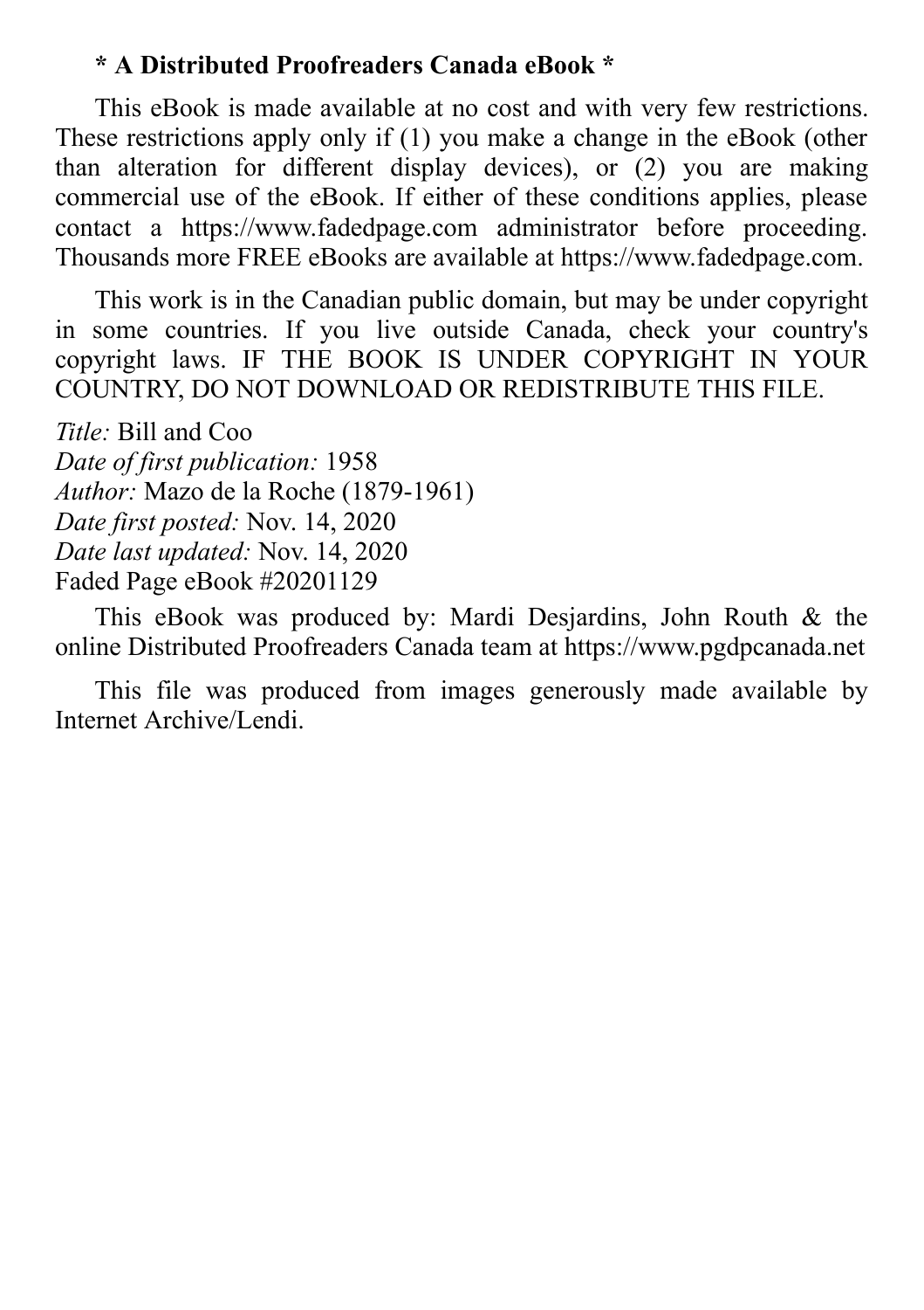**\* A Distributed Proofreaders Canada eBook \***

This eBook is made available at no cost and with very few restrictions. These restrictions apply only if (1) you make a change in the eBook (other than alteration for different display devices), or (2) you are making commercial use of the eBook. If either of these conditions applies, please contact a https://www.fadedpage.com administrator before proceeding. Thousands more FREE eBooks are available at https://www.fadedpage.com.

This work is in the Canadian public domain, but may be under copyright in some countries. If you live outside Canada, check your country's copyright laws. IF THE BOOK IS UNDER COPYRIGHT IN YOUR COUNTRY, DO NOT DOWNLOAD OR REDISTRIBUTE THIS FILE.

*Title:* Bill and Coo
*Date of first publication:* 1958
*Author:* Mazo de la Roche (1879-1961)
*Date first posted:* Nov. 14, 2020
*Date last updated:* Nov. 14, 2020
Faded Page eBook #20201129

This eBook was produced by: Mardi Desjardins, John Routh & the online Distributed Proofreaders Canada team at https://www.pgdpcanada.net

This file was produced from images generously made available by Internet Archive/Lendi.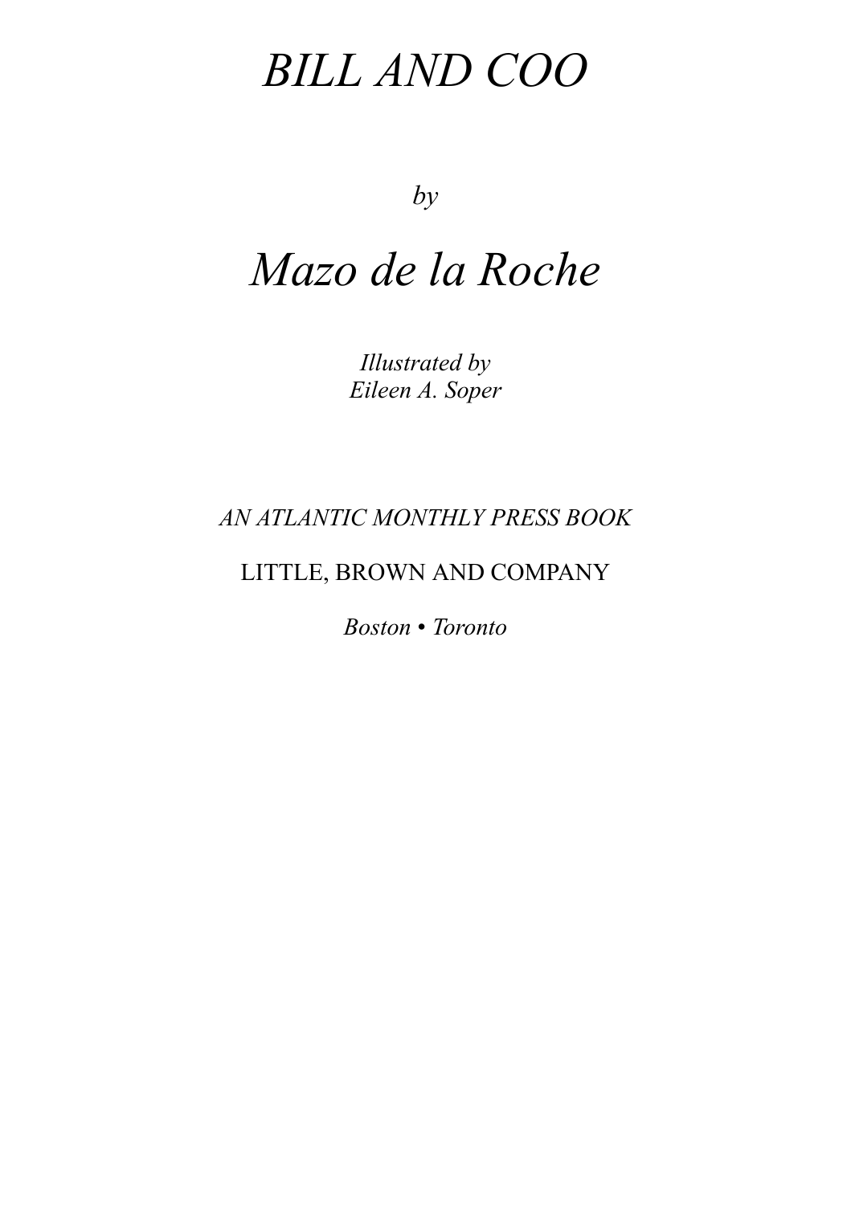# *BILL AND COO*

*by*

## *Mazo de la Roche*

*Illustrated by*
*Eileen A. Soper*

*AN ATLANTIC MONTHLY PRESS BOOK*

LITTLE, BROWN AND COMPANY

*Boston • Toronto*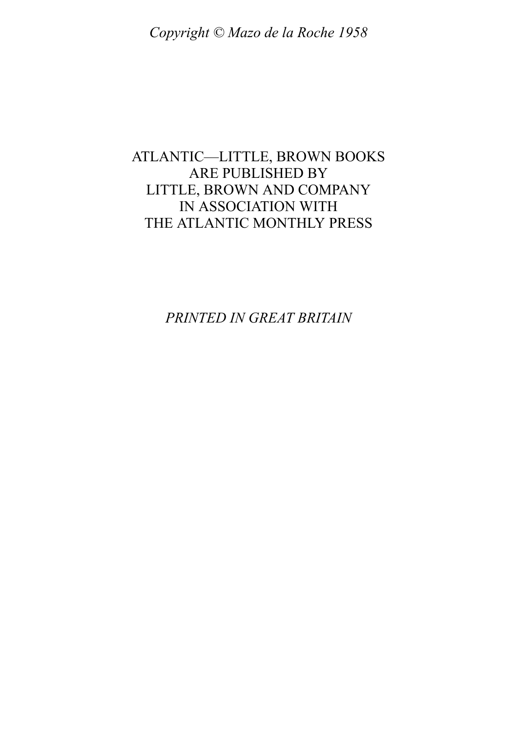*Copyright © Mazo de la Roche 1958*

ATLANTIC—LITTLE, BROWN BOOKS
ARE PUBLISHED BY
LITTLE, BROWN AND COMPANY
IN ASSOCIATION WITH
THE ATLANTIC MONTHLY PRESS

*PRINTED IN GREAT BRITAIN*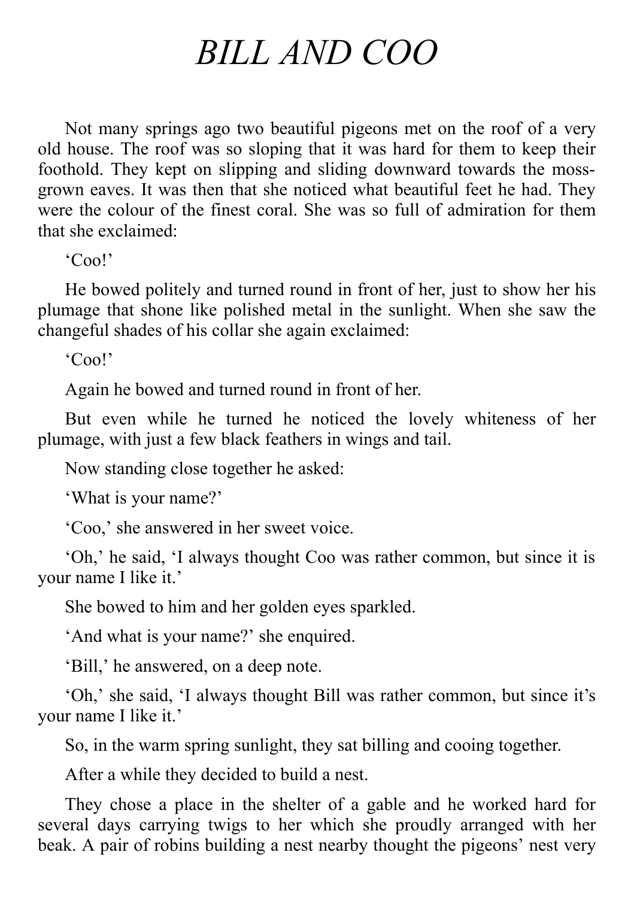# *BILL AND COO*

Not many springs ago two beautiful pigeons met on the roof of a very old house. The roof was so sloping that it was hard for them to keep their foothold. They kept on slipping and sliding downward towards the moss-grown eaves. It was then that she noticed what beautiful feet he had. They were the colour of the finest coral. She was so full of admiration for them that she exclaimed:

'Coo!'

He bowed politely and turned round in front of her, just to show her his plumage that shone like polished metal in the sunlight. When she saw the changeful shades of his collar she again exclaimed:

'Coo!'

Again he bowed and turned round in front of her.

But even while he turned he noticed the lovely whiteness of her plumage, with just a few black feathers in wings and tail.

Now standing close together he asked:

'What is your name?'

'Coo,' she answered in her sweet voice.

'Oh,' he said, 'I always thought Coo was rather common, but since it is your name I like it.'

She bowed to him and her golden eyes sparkled.

'And what is your name?' she enquired.

'Bill,' he answered, on a deep note.

'Oh,' she said, 'I always thought Bill was rather common, but since it's your name I like it.'

So, in the warm spring sunlight, they sat billing and cooing together.

After a while they decided to build a nest.

They chose a place in the shelter of a gable and he worked hard for several days carrying twigs to her which she proudly arranged with her beak. A pair of robins building a nest nearby thought the pigeons' nest very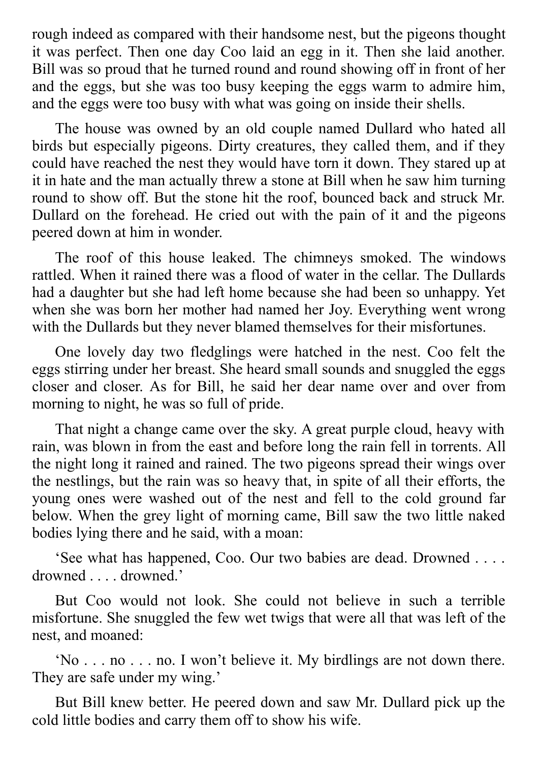rough indeed as compared with their handsome nest, but the pigeons thought it was perfect. Then one day Coo laid an egg in it. Then she laid another. Bill was so proud that he turned round and round showing off in front of her and the eggs, but she was too busy keeping the eggs warm to admire him, and the eggs were too busy with what was going on inside their shells.

The house was owned by an old couple named Dullard who hated all birds but especially pigeons. Dirty creatures, they called them, and if they could have reached the nest they would have torn it down. They stared up at it in hate and the man actually threw a stone at Bill when he saw him turning round to show off. But the stone hit the roof, bounced back and struck Mr. Dullard on the forehead. He cried out with the pain of it and the pigeons peered down at him in wonder.

The roof of this house leaked. The chimneys smoked. The windows rattled. When it rained there was a flood of water in the cellar. The Dullards had a daughter but she had left home because she had been so unhappy. Yet when she was born her mother had named her Joy. Everything went wrong with the Dullards but they never blamed themselves for their misfortunes.

One lovely day two fledglings were hatched in the nest. Coo felt the eggs stirring under her breast. She heard small sounds and snuggled the eggs closer and closer. As for Bill, he said her dear name over and over from morning to night, he was so full of pride.

That night a change came over the sky. A great purple cloud, heavy with rain, was blown in from the east and before long the rain fell in torrents. All the night long it rained and rained. The two pigeons spread their wings over the nestlings, but the rain was so heavy that, in spite of all their efforts, the young ones were washed out of the nest and fell to the cold ground far below. When the grey light of morning came, Bill saw the two little naked bodies lying there and he said, with a moan:

'See what has happened, Coo. Our two babies are dead. Drowned . . . . drowned . . . . drowned.'

But Coo would not look. She could not believe in such a terrible misfortune. She snuggled the few wet twigs that were all that was left of the nest, and moaned:

'No . . . no . . . no. I won't believe it. My birdlings are not down there. They are safe under my wing.'

But Bill knew better. He peered down and saw Mr. Dullard pick up the cold little bodies and carry them off to show his wife.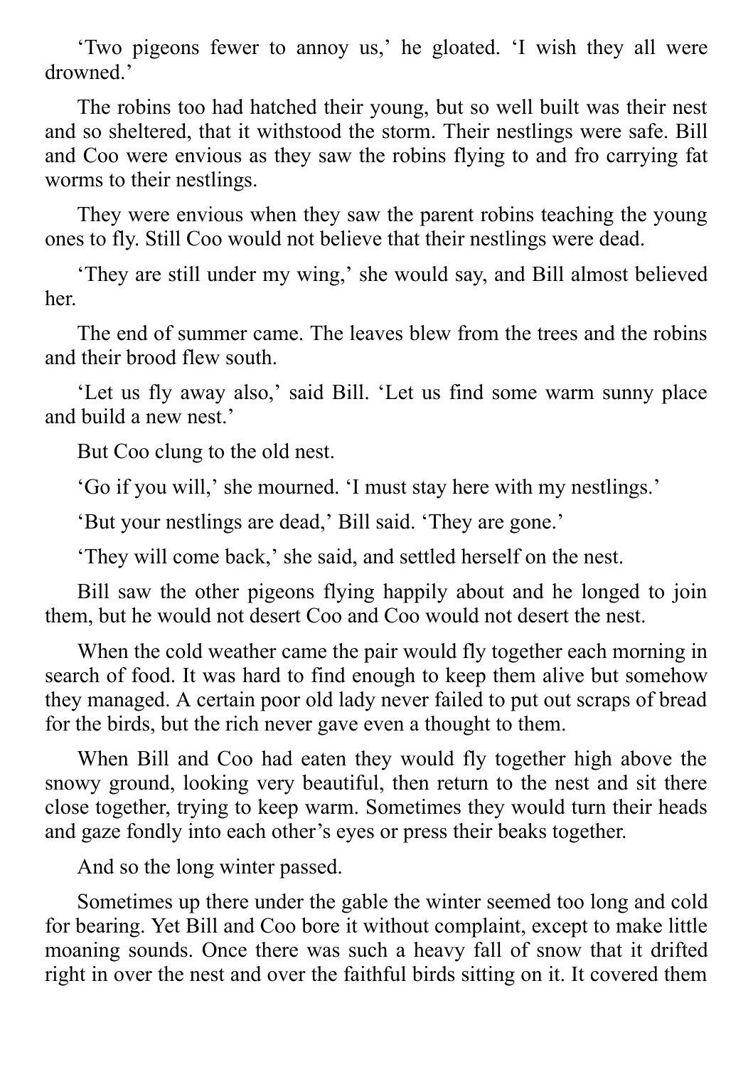'Two pigeons fewer to annoy us,' he gloated. 'I wish they all were drowned.'

The robins too had hatched their young, but so well built was their nest and so sheltered, that it withstood the storm. Their nestlings were safe. Bill and Coo were envious as they saw the robins flying to and fro carrying fat worms to their nestlings.

They were envious when they saw the parent robins teaching the young ones to fly. Still Coo would not believe that their nestlings were dead.

'They are still under my wing,' she would say, and Bill almost believed her.

The end of summer came. The leaves blew from the trees and the robins and their brood flew south.

'Let us fly away also,' said Bill. 'Let us find some warm sunny place and build a new nest.'

But Coo clung to the old nest.

'Go if you will,' she mourned. 'I must stay here with my nestlings.'

'But your nestlings are dead,' Bill said. 'They are gone.'

'They will come back,' she said, and settled herself on the nest.

Bill saw the other pigeons flying happily about and he longed to join them, but he would not desert Coo and Coo would not desert the nest.

When the cold weather came the pair would fly together each morning in search of food. It was hard to find enough to keep them alive but somehow they managed. A certain poor old lady never failed to put out scraps of bread for the birds, but the rich never gave even a thought to them.

When Bill and Coo had eaten they would fly together high above the snowy ground, looking very beautiful, then return to the nest and sit there close together, trying to keep warm. Sometimes they would turn their heads and gaze fondly into each other's eyes or press their beaks together.

And so the long winter passed.

Sometimes up there under the gable the winter seemed too long and cold for bearing. Yet Bill and Coo bore it without complaint, except to make little moaning sounds. Once there was such a heavy fall of snow that it drifted right in over the nest and over the faithful birds sitting on it. It covered them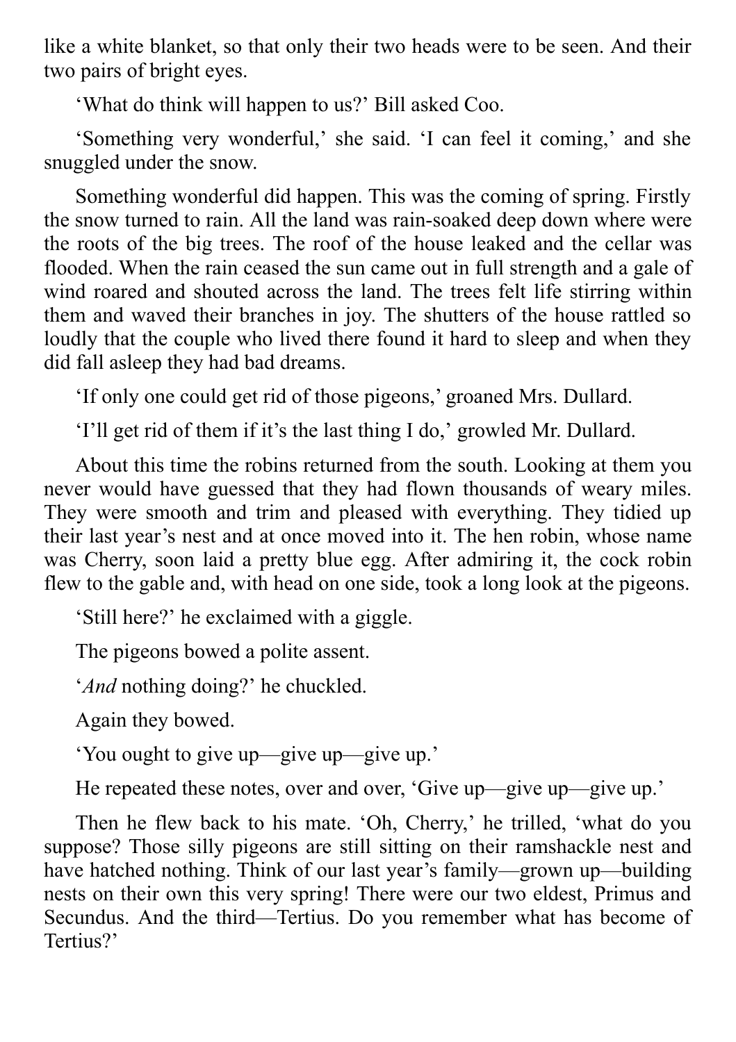like a white blanket, so that only their two heads were to be seen. And their two pairs of bright eyes.

‘What do think will happen to us?’ Bill asked Coo.

‘Something very wonderful,’ she said. ‘I can feel it coming,’ and she snuggled under the snow.

Something wonderful did happen. This was the coming of spring. Firstly the snow turned to rain. All the land was rain-soaked deep down where were the roots of the big trees. The roof of the house leaked and the cellar was flooded. When the rain ceased the sun came out in full strength and a gale of wind roared and shouted across the land. The trees felt life stirring within them and waved their branches in joy. The shutters of the house rattled so loudly that the couple who lived there found it hard to sleep and when they did fall asleep they had bad dreams.

‘If only one could get rid of those pigeons,’ groaned Mrs. Dullard.

‘I’ll get rid of them if it’s the last thing I do,’ growled Mr. Dullard.

About this time the robins returned from the south. Looking at them you never would have guessed that they had flown thousands of weary miles. They were smooth and trim and pleased with everything. They tidied up their last year’s nest and at once moved into it. The hen robin, whose name was Cherry, soon laid a pretty blue egg. After admiring it, the cock robin flew to the gable and, with head on one side, took a long look at the pigeons.

‘Still here?’ he exclaimed with a giggle.

The pigeons bowed a polite assent.

‘*And* nothing doing?’ he chuckled.

Again they bowed.

‘You ought to give up—give up—give up.’

He repeated these notes, over and over, ‘Give up—give up—give up.’

Then he flew back to his mate. ‘Oh, Cherry,’ he trilled, ‘what do you suppose? Those silly pigeons are still sitting on their ramshackle nest and have hatched nothing. Think of our last year’s family—grown up—building nests on their own this very spring! There were our two eldest, Primus and Secundus. And the third—Tertius. Do you remember what has become of Tertius?’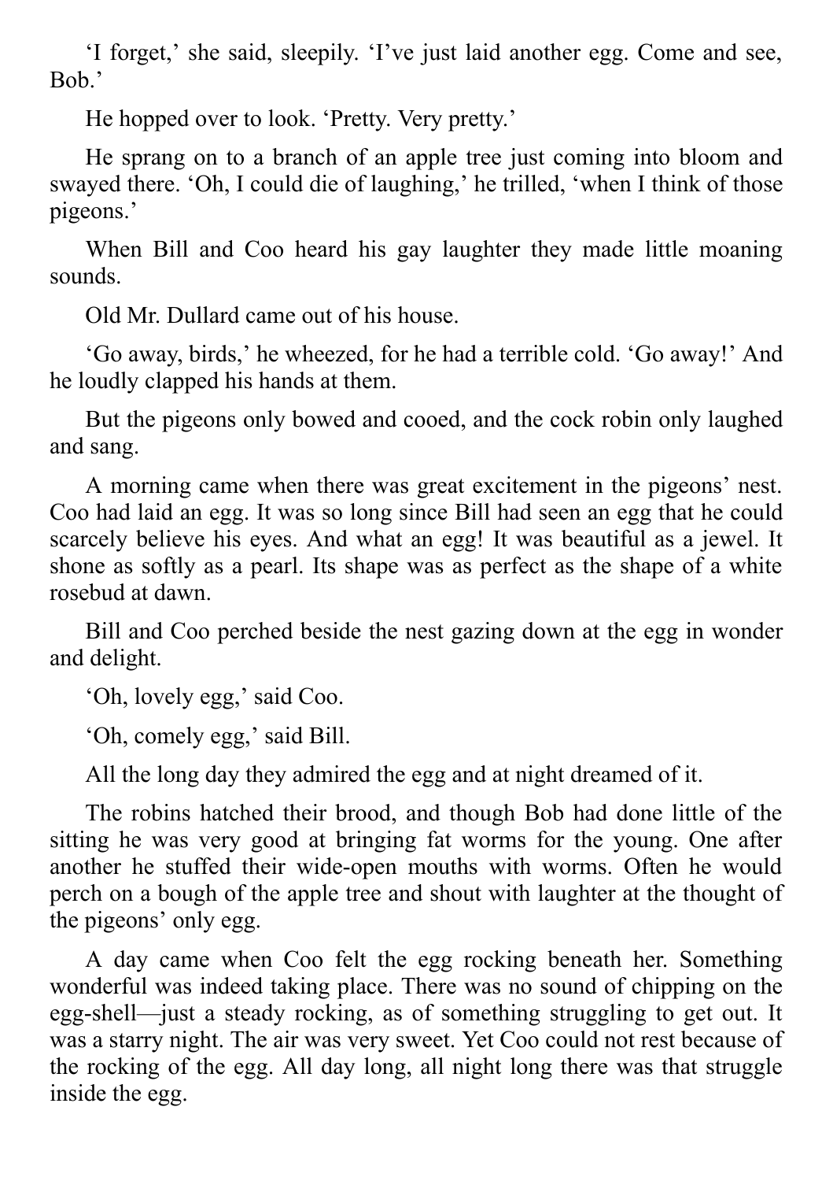'I forget,' she said, sleepily. 'I've just laid another egg. Come and see, Bob.'

He hopped over to look. 'Pretty. Very pretty.'

He sprang on to a branch of an apple tree just coming into bloom and swayed there. 'Oh, I could die of laughing,' he trilled, 'when I think of those pigeons.'

When Bill and Coo heard his gay laughter they made little moaning sounds.

Old Mr. Dullard came out of his house.

'Go away, birds,' he wheezed, for he had a terrible cold. 'Go away!' And he loudly clapped his hands at them.

But the pigeons only bowed and cooed, and the cock robin only laughed and sang.

A morning came when there was great excitement in the pigeons' nest. Coo had laid an egg. It was so long since Bill had seen an egg that he could scarcely believe his eyes. And what an egg! It was beautiful as a jewel. It shone as softly as a pearl. Its shape was as perfect as the shape of a white rosebud at dawn.

Bill and Coo perched beside the nest gazing down at the egg in wonder and delight.

'Oh, lovely egg,' said Coo.

'Oh, comely egg,' said Bill.

All the long day they admired the egg and at night dreamed of it.

The robins hatched their brood, and though Bob had done little of the sitting he was very good at bringing fat worms for the young. One after another he stuffed their wide-open mouths with worms. Often he would perch on a bough of the apple tree and shout with laughter at the thought of the pigeons' only egg.

A day came when Coo felt the egg rocking beneath her. Something wonderful was indeed taking place. There was no sound of chipping on the egg-shell—just a steady rocking, as of something struggling to get out. It was a starry night. The air was very sweet. Yet Coo could not rest because of the rocking of the egg. All day long, all night long there was that struggle inside the egg.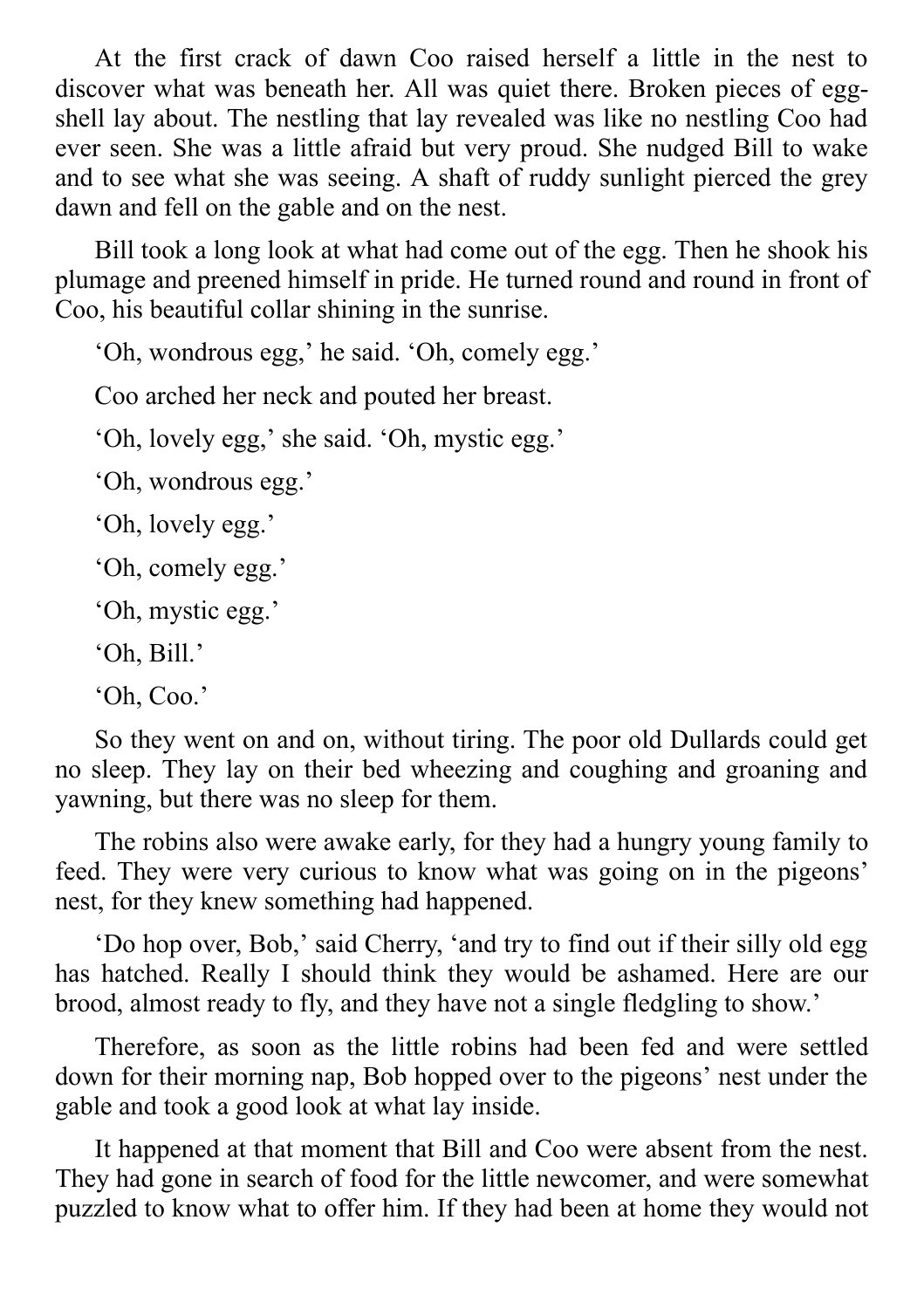At the first crack of dawn Coo raised herself a little in the nest to discover what was beneath her. All was quiet there. Broken pieces of egg-shell lay about. The nestling that lay revealed was like no nestling Coo had ever seen. She was a little afraid but very proud. She nudged Bill to wake and to see what she was seeing. A shaft of ruddy sunlight pierced the grey dawn and fell on the gable and on the nest.

Bill took a long look at what had come out of the egg. Then he shook his plumage and preened himself in pride. He turned round and round in front of Coo, his beautiful collar shining in the sunrise.

'Oh, wondrous egg,' he said. 'Oh, comely egg.'

Coo arched her neck and pouted her breast.

'Oh, lovely egg,' she said. 'Oh, mystic egg.'

'Oh, wondrous egg.'

'Oh, lovely egg.'

'Oh, comely egg.'

'Oh, mystic egg.'

'Oh, Bill.'

'Oh, Coo.'

So they went on and on, without tiring. The poor old Dullards could get no sleep. They lay on their bed wheezing and coughing and groaning and yawning, but there was no sleep for them.

The robins also were awake early, for they had a hungry young family to feed. They were very curious to know what was going on in the pigeons' nest, for they knew something had happened.

'Do hop over, Bob,' said Cherry, 'and try to find out if their silly old egg has hatched. Really I should think they would be ashamed. Here are our brood, almost ready to fly, and they have not a single fledgling to show.'

Therefore, as soon as the little robins had been fed and were settled down for their morning nap, Bob hopped over to the pigeons' nest under the gable and took a good look at what lay inside.

It happened at that moment that Bill and Coo were absent from the nest. They had gone in search of food for the little newcomer, and were somewhat puzzled to know what to offer him. If they had been at home they would not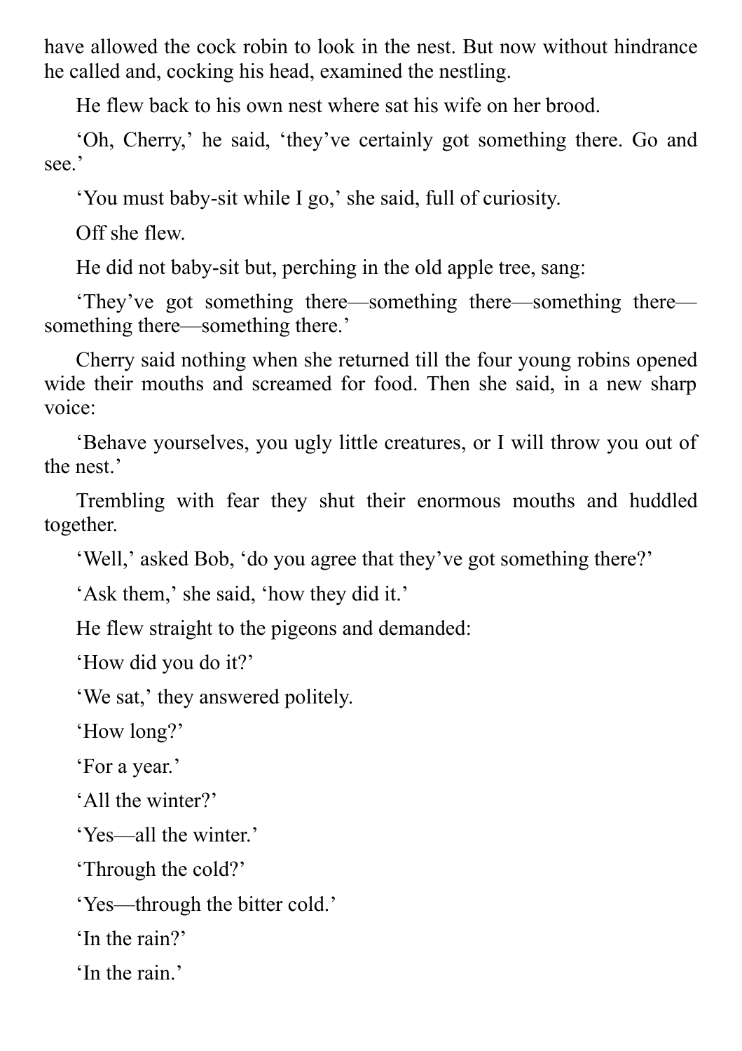have allowed the cock robin to look in the nest. But now without hindrance he called and, cocking his head, examined the nestling.

He flew back to his own nest where sat his wife on her brood.

'Oh, Cherry,' he said, 'they've certainly got something there. Go and see.'

'You must baby-sit while I go,' she said, full of curiosity.

Off she flew.

He did not baby-sit but, perching in the old apple tree, sang:

'They've got something there—something there—something there—something there—something there.'

Cherry said nothing when she returned till the four young robins opened wide their mouths and screamed for food. Then she said, in a new sharp voice:

'Behave yourselves, you ugly little creatures, or I will throw you out of the nest.'

Trembling with fear they shut their enormous mouths and huddled together.

'Well,' asked Bob, 'do you agree that they've got something there?'

'Ask them,' she said, 'how they did it.'

He flew straight to the pigeons and demanded:

'How did you do it?'

'We sat,' they answered politely.

'How long?'

'For a year.'

'All the winter?'

'Yes—all the winter.'

'Through the cold?'

'Yes—through the bitter cold.'

'In the rain?'

'In the rain.'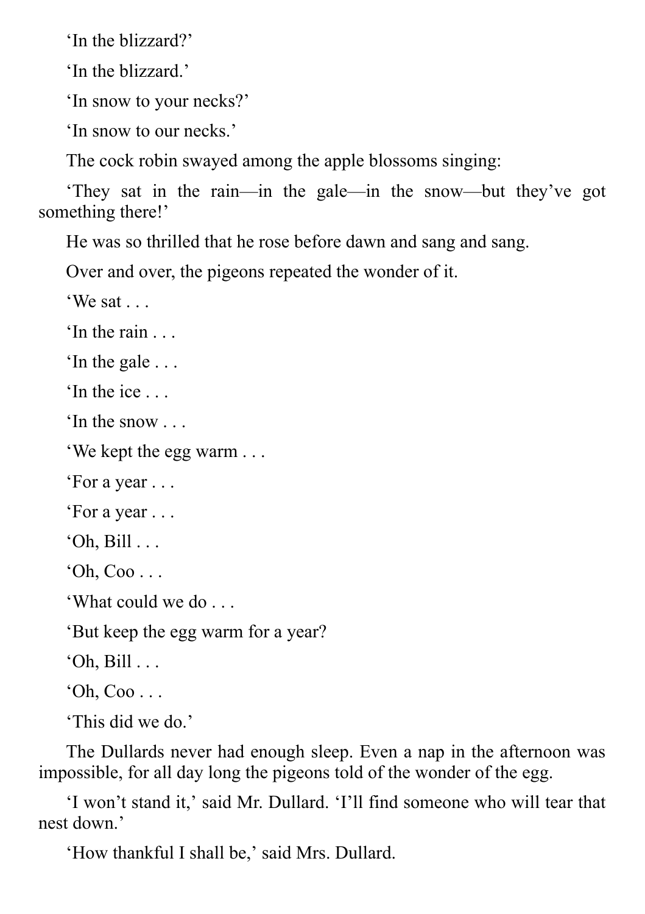'In the blizzard?'

'In the blizzard.'

'In snow to your necks?'

'In snow to our necks.'

The cock robin swayed among the apple blossoms singing:

'They sat in the rain—in the gale—in the snow—but they've got something there!'

He was so thrilled that he rose before dawn and sang and sang.

Over and over, the pigeons repeated the wonder of it.

'We sat . . .

'In the rain . . .

'In the gale . . .

'In the ice . . .

'In the snow . . .

'We kept the egg warm . . .

'For a year . . .

'For a year . . .

'Oh, Bill . . .

'Oh, Coo . . .

'What could we do . . .

'But keep the egg warm for a year?

'Oh, Bill . . .

'Oh, Coo . . .

'This did we do.'

The Dullards never had enough sleep. Even a nap in the afternoon was impossible, for all day long the pigeons told of the wonder of the egg.

'I won't stand it,' said Mr. Dullard. 'I'll find someone who will tear that nest down.'

'How thankful I shall be,' said Mrs. Dullard.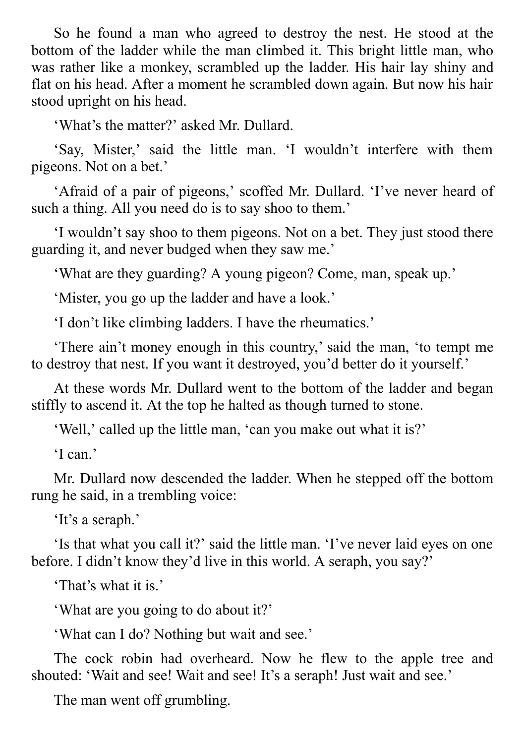So he found a man who agreed to destroy the nest. He stood at the bottom of the ladder while the man climbed it. This bright little man, who was rather like a monkey, scrambled up the ladder. His hair lay shiny and flat on his head. After a moment he scrambled down again. But now his hair stood upright on his head.

'What's the matter?' asked Mr. Dullard.

'Say, Mister,' said the little man. 'I wouldn't interfere with them pigeons. Not on a bet.'

'Afraid of a pair of pigeons,' scoffed Mr. Dullard. 'I've never heard of such a thing. All you need do is to say shoo to them.'

'I wouldn't say shoo to them pigeons. Not on a bet. They just stood there guarding it, and never budged when they saw me.'

'What are they guarding? A young pigeon? Come, man, speak up.'

'Mister, you go up the ladder and have a look.'

'I don't like climbing ladders. I have the rheumatics.'

'There ain't money enough in this country,' said the man, 'to tempt me to destroy that nest. If you want it destroyed, you'd better do it yourself.'

At these words Mr. Dullard went to the bottom of the ladder and began stiffly to ascend it. At the top he halted as though turned to stone.

'Well,' called up the little man, 'can you make out what it is?'

'I can.'

Mr. Dullard now descended the ladder. When he stepped off the bottom rung he said, in a trembling voice:

'It's a seraph.'

'Is that what you call it?' said the little man. 'I've never laid eyes on one before. I didn't know they'd live in this world. A seraph, you say?'

'That's what it is.'

'What are you going to do about it?'

'What can I do? Nothing but wait and see.'

The cock robin had overheard. Now he flew to the apple tree and shouted: 'Wait and see! Wait and see! It's a seraph! Just wait and see.'

The man went off grumbling.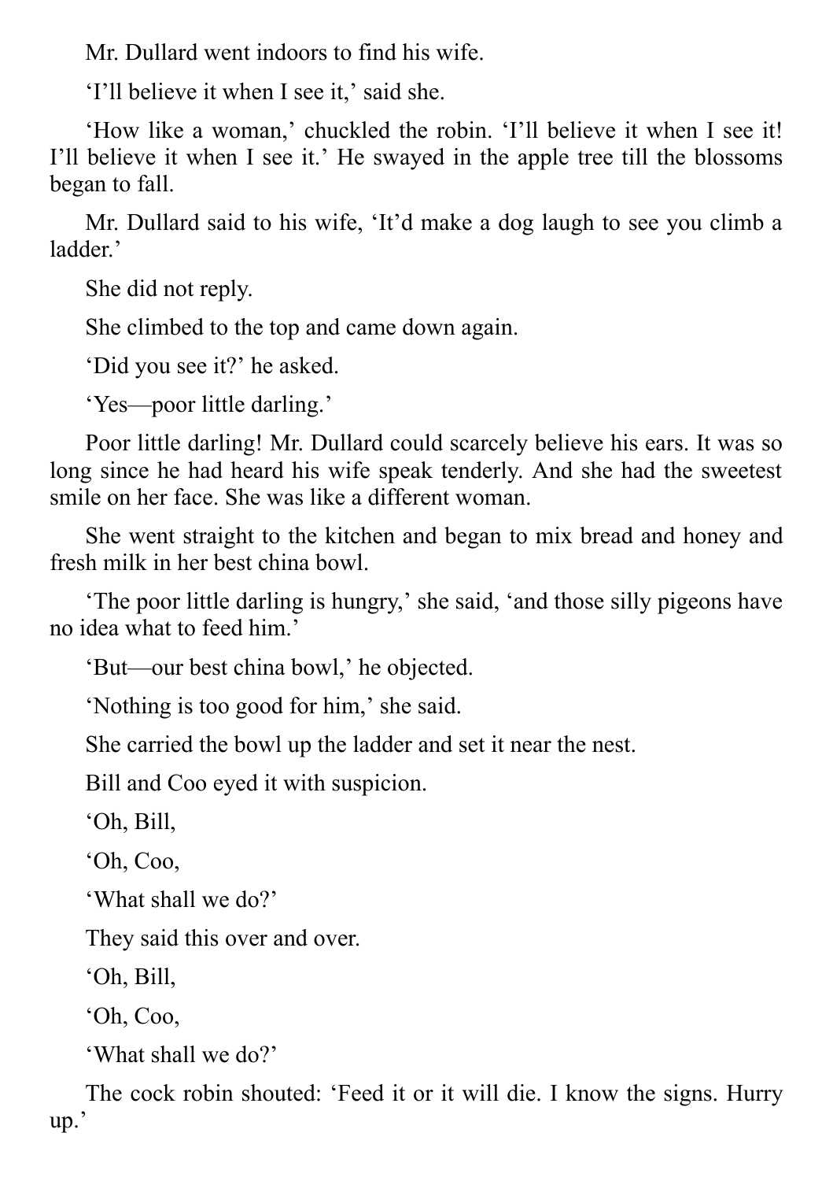Mr. Dullard went indoors to find his wife.

'I'll believe it when I see it,' said she.

'How like a woman,' chuckled the robin. 'I'll believe it when I see it! I'll believe it when I see it.' He swayed in the apple tree till the blossoms began to fall.

Mr. Dullard said to his wife, 'It'd make a dog laugh to see you climb a ladder.'

She did not reply.

She climbed to the top and came down again.

'Did you see it?' he asked.

'Yes—poor little darling.'

Poor little darling! Mr. Dullard could scarcely believe his ears. It was so long since he had heard his wife speak tenderly. And she had the sweetest smile on her face. She was like a different woman.

She went straight to the kitchen and began to mix bread and honey and fresh milk in her best china bowl.

'The poor little darling is hungry,' she said, 'and those silly pigeons have no idea what to feed him.'

'But—our best china bowl,' he objected.

'Nothing is too good for him,' she said.

She carried the bowl up the ladder and set it near the nest.

Bill and Coo eyed it with suspicion.

'Oh, Bill,

'Oh, Coo,

'What shall we do?'

They said this over and over.

'Oh, Bill,

'Oh, Coo,

'What shall we do?'

The cock robin shouted: 'Feed it or it will die. I know the signs. Hurry up.'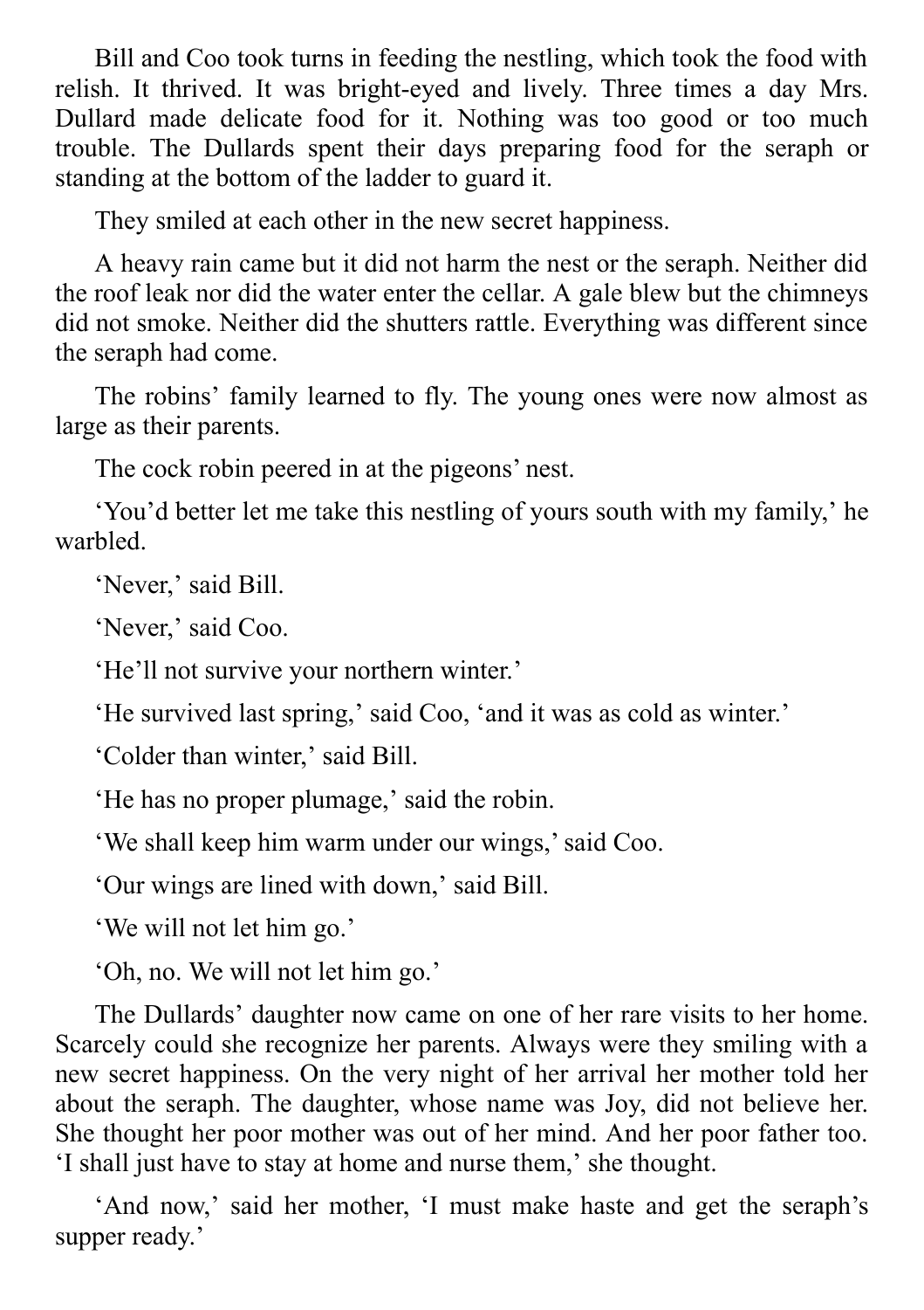Bill and Coo took turns in feeding the nestling, which took the food with relish. It thrived. It was bright-eyed and lively. Three times a day Mrs. Dullard made delicate food for it. Nothing was too good or too much trouble. The Dullards spent their days preparing food for the seraph or standing at the bottom of the ladder to guard it.

They smiled at each other in the new secret happiness.

A heavy rain came but it did not harm the nest or the seraph. Neither did the roof leak nor did the water enter the cellar. A gale blew but the chimneys did not smoke. Neither did the shutters rattle. Everything was different since the seraph had come.

The robins' family learned to fly. The young ones were now almost as large as their parents.

The cock robin peered in at the pigeons' nest.

'You'd better let me take this nestling of yours south with my family,' he warbled.

'Never,' said Bill.

'Never,' said Coo.

'He'll not survive your northern winter.'

'He survived last spring,' said Coo, 'and it was as cold as winter.'

'Colder than winter,' said Bill.

'He has no proper plumage,' said the robin.

'We shall keep him warm under our wings,' said Coo.

'Our wings are lined with down,' said Bill.

'We will not let him go.'

'Oh, no. We will not let him go.'

The Dullards' daughter now came on one of her rare visits to her home. Scarcely could she recognize her parents. Always were they smiling with a new secret happiness. On the very night of her arrival her mother told her about the seraph. The daughter, whose name was Joy, did not believe her. She thought her poor mother was out of her mind. And her poor father too. 'I shall just have to stay at home and nurse them,' she thought.

'And now,' said her mother, 'I must make haste and get the seraph's supper ready.'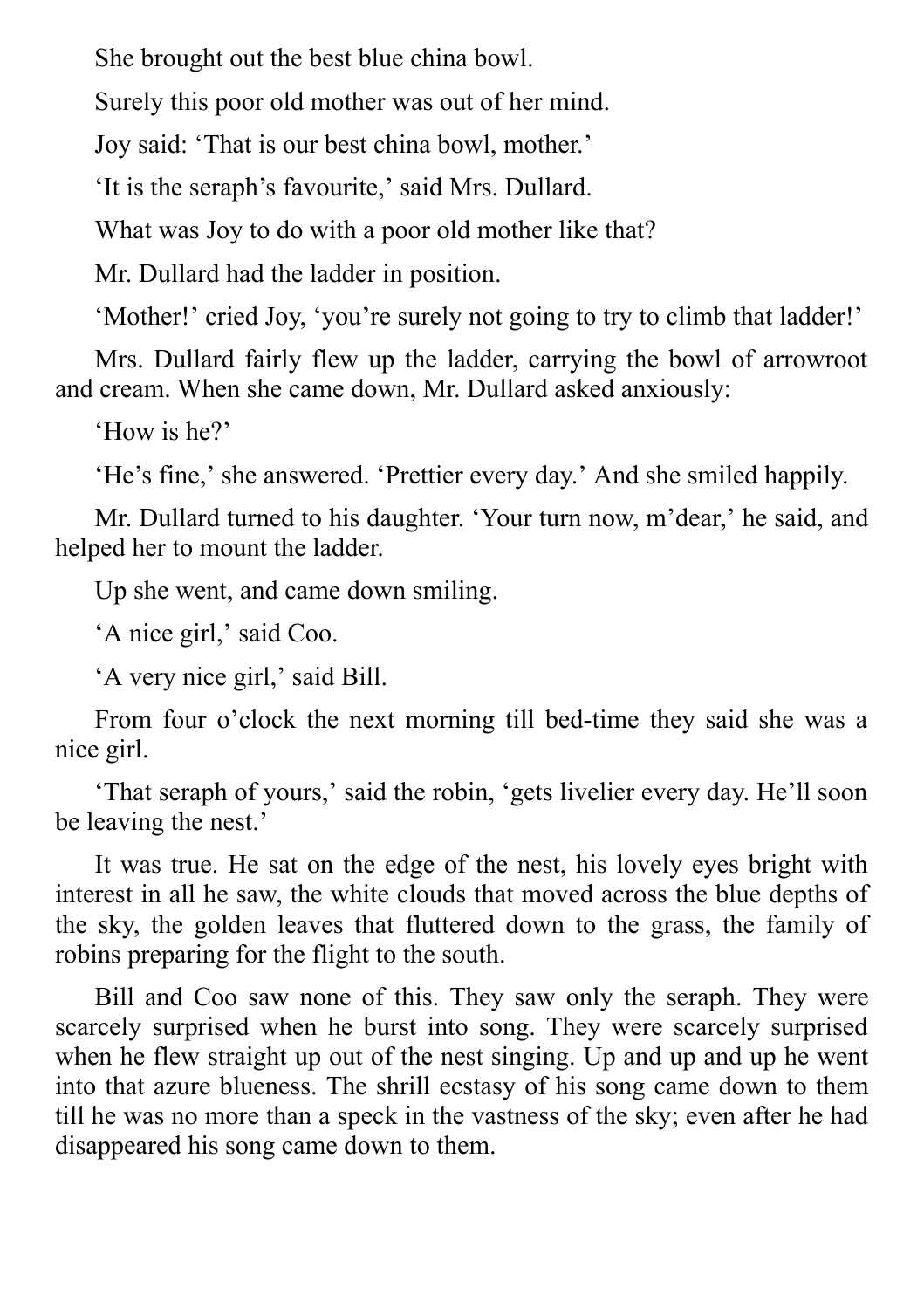She brought out the best blue china bowl.

Surely this poor old mother was out of her mind.

Joy said: 'That is our best china bowl, mother.'

'It is the seraph's favourite,' said Mrs. Dullard.

What was Joy to do with a poor old mother like that?

Mr. Dullard had the ladder in position.

'Mother!' cried Joy, 'you're surely not going to try to climb that ladder!'

Mrs. Dullard fairly flew up the ladder, carrying the bowl of arrowroot and cream. When she came down, Mr. Dullard asked anxiously:

'How is he?'

'He's fine,' she answered. 'Prettier every day.' And she smiled happily.

Mr. Dullard turned to his daughter. 'Your turn now, m'dear,' he said, and helped her to mount the ladder.

Up she went, and came down smiling.

'A nice girl,' said Coo.

'A very nice girl,' said Bill.

From four o'clock the next morning till bed-time they said she was a nice girl.

'That seraph of yours,' said the robin, 'gets livelier every day. He'll soon be leaving the nest.'

It was true. He sat on the edge of the nest, his lovely eyes bright with interest in all he saw, the white clouds that moved across the blue depths of the sky, the golden leaves that fluttered down to the grass, the family of robins preparing for the flight to the south.

Bill and Coo saw none of this. They saw only the seraph. They were scarcely surprised when he burst into song. They were scarcely surprised when he flew straight up out of the nest singing. Up and up and up he went into that azure blueness. The shrill ecstasy of his song came down to them till he was no more than a speck in the vastness of the sky; even after he had disappeared his song came down to them.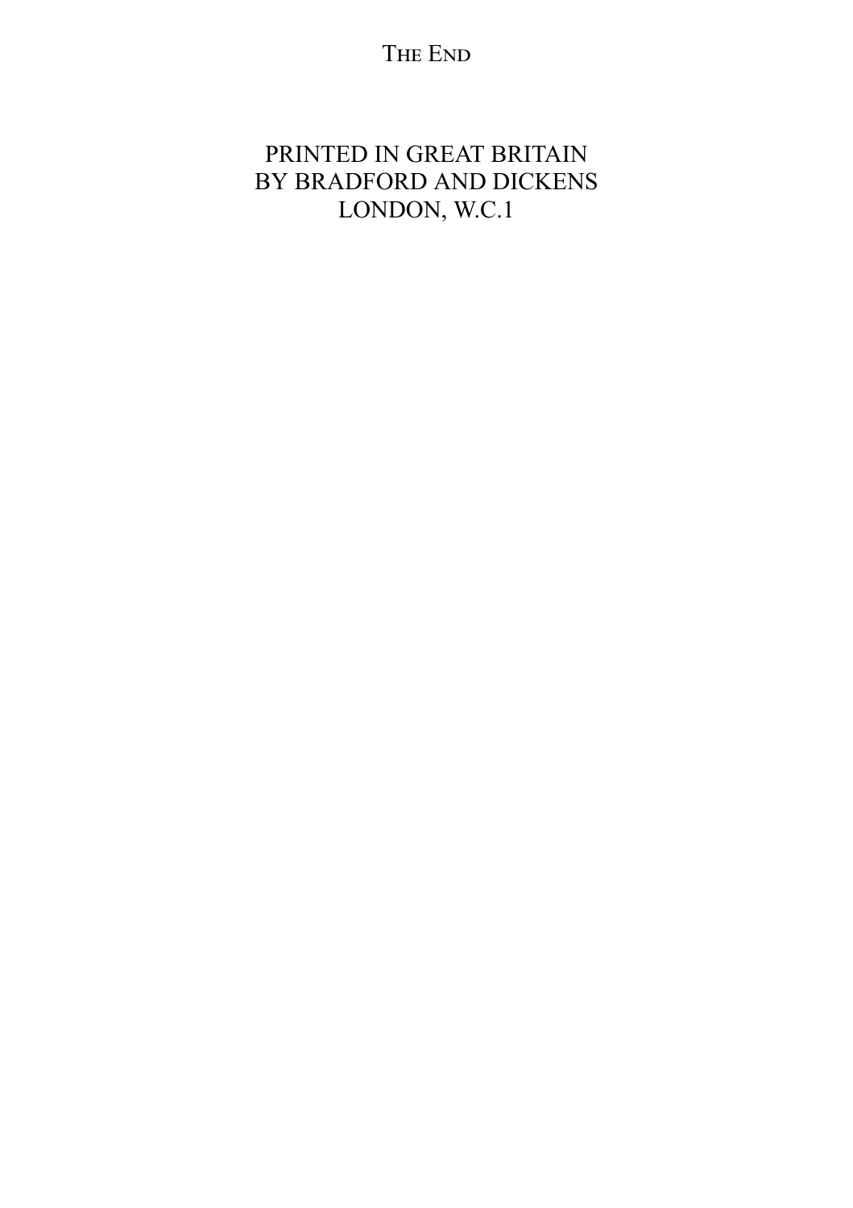THE END

PRINTED IN GREAT BRITAIN
BY BRADFORD AND DICKENS
LONDON, W.C.1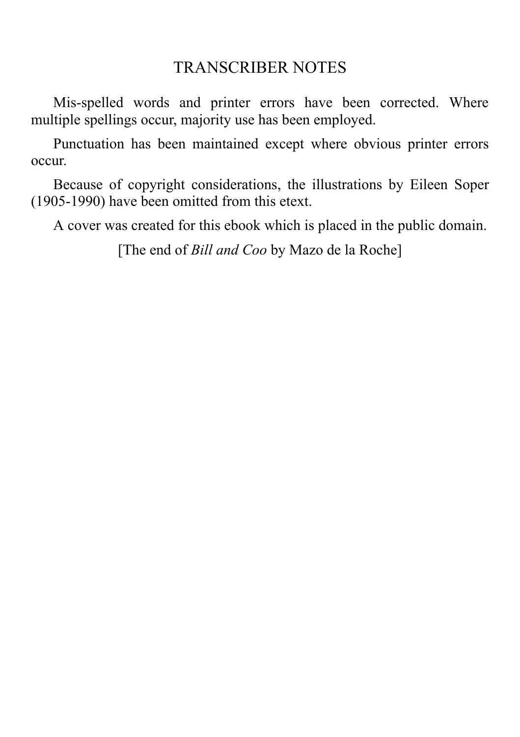## TRANSCRIBER NOTES

Mis-spelled words and printer errors have been corrected. Where multiple spellings occur, majority use has been employed.

Punctuation has been maintained except where obvious printer errors occur.

Because of copyright considerations, the illustrations by Eileen Soper (1905-1990) have been omitted from this etext.

A cover was created for this ebook which is placed in the public domain.

[The end of *Bill and Coo* by Mazo de la Roche]